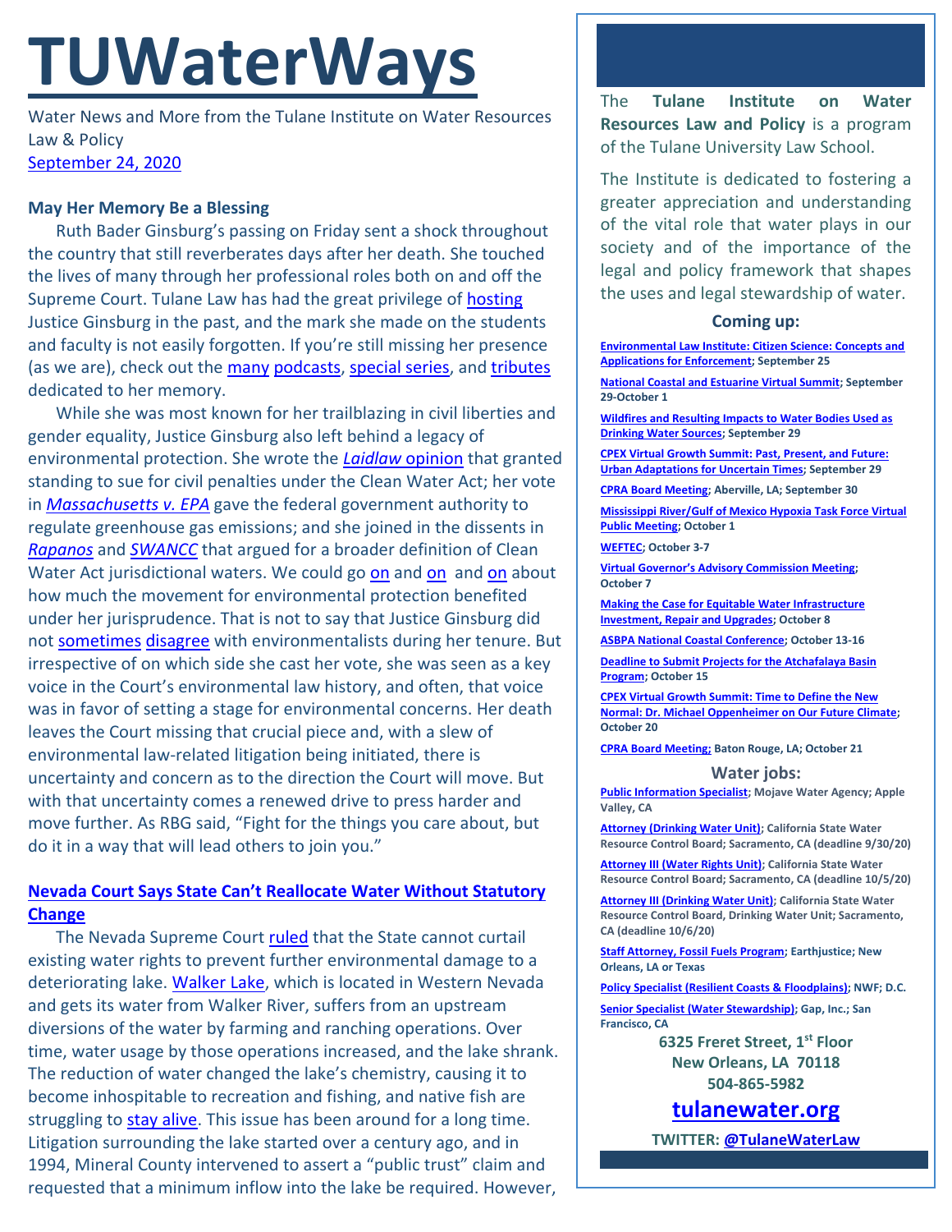# TUWaterWays

Water News and More from the Tulane Institute on Water Resources Law & Policy

September 24, 2020

### May Her Memory Be a Blessing

Ruth Bader Ginsburg's passing on Friday sent a shock throughout the country that still reverberates days after her death. She touched the lives of many through her professional roles both on and off the Supreme Court. Tulane Law has had the great privilege of hosting Justice Ginsburg in the past, and the mark she made on the students and faculty is not easily forgotten. If you're still missing her presence (as we are), check out the many podcasts, special series, and tributes dedicated to her memory.

While she was most known for her trailblazing in civil liberties and gender equality, Justice Ginsburg also left behind a legacy of environmental protection. She wrote the *Laidlaw* opinion that granted standing to sue for civil penalties under the Clean Water Act; her vote in *Massachusetts v. EPA* gave the federal government authority to regulate greenhouse gas emissions; and she joined in the dissents in *Rapanos* and *SWANCC* that argued for a broader definition of Clean Water Act jurisdictional waters. We could go on and on and on about how much the movement for environmental protection benefited under her jurisprudence. That is not to say that Justice Ginsburg did not sometimes disagree with environmentalists during her tenure. But irrespective of on which side she cast her vote, she was seen as a key voice in the Court's environmental law history, and often, that voice was in favor of setting a stage for environmental concerns. Her death leaves the Court missing that crucial piece and, with a slew of environmental law-related litigation being initiated, there is uncertainty and concern as to the direction the Court will move. But with that uncertainty comes a renewed drive to press harder and move further. As RBG said, "Fight for the things you care about, but do it in a way that will lead others to join you."

### Nevada Court Says State Can't Reallocate Water Without Statutory Change

The Nevada Supreme Court ruled that the State cannot curtail existing water rights to prevent further environmental damage to a deteriorating lake. Walker Lake, which is located in Western Nevada and gets its water from Walker River, suffers from an upstream diversions of the water by farming and ranching operations. Over time, water usage by those operations increased, and the lake shrank. The reduction of water changed the lake's chemistry, causing it to become inhospitable to recreation and fishing, and native fish are struggling to stay alive. This issue has been around for a long time. Litigation surrounding the lake started over a century ago, and in 1994, Mineral County intervened to assert a "public trust" claim and requested that a minimum inflow into the lake be required. However,

---

The **Tulane Institute on Water Resources Law and Policy** is a program of the Tulane University Law School.

The Institute is dedicated to fostering a greater appreciation and understanding of the vital role that water plays in our society and of the importance of the legal and policy framework that shapes the uses and legal stewardship of water.

#### Coming up:

- **Environmental Law Institute: Citizen Science: Concepts and Applications for Enforcement; September 25**
- **National Coastal and Estuarine Virtual Summit; September 29-October 1**
- **Wildfires and Resulting Impacts to Water Bodies Used as Drinking Water Sources; September 29**
- **CPEX Virtual Growth Summit: Past, Present, and Future: Urban Adaptations for Uncertain Times; September 29**
- **CPRA Board Meeting; Aberville, LA; September 30**
- **Mississippi River/Gulf of Mexico Hypoxia Task Force Virtual Public Meeting; October 1**
- **WEFTEC; October 3-7**
- **Virtual Governor's Advisory Commission Meeting; October 7**
- **Making the Case for Equitable Water Infrastructure Investment, Repair and Upgrades; October 8**
- **ASBPA National Coastal Conference; October 13-16**
- **Deadline to Submit Projects for the Atchafalaya Basin Program; October 15**
- **CPEX Virtual Growth Summit: Time to Define the New Normal: Dr. Michael Oppenheimer on Our Future Climate; October 20**
- **CPRA Board Meeting; Baton Rouge, LA; October 21**

#### Water jobs:

- **Public Information Specialist; Mojave Water Agency; Apple Valley, CA**
- **Attorney (Drinking Water Unit); California State Water Resource Control Board; Sacramento, CA (deadline 9/30/20)**
- **Attorney III (Water Rights Unit); California State Water Resource Control Board; Sacramento, CA (deadline 10/5/20)**
- **Attorney III (Drinking Water Unit); California State Water Resource Control Board, Drinking Water Unit; Sacramento, CA (deadline 10/6/20)**
- **Staff Attorney, Fossil Fuels Program; Earthjustice; New Orleans, LA or Texas**
- **Policy Specialist (Resilient Coasts & Floodplains); NWF; D.C.**
- **Senior Specialist (Water Stewardship); Gap, Inc.; San Francisco, CA**

**6325 Freret Street, 1st Floor**
**New Orleans, LA 70118**
**504-865-5982**

**tulanewater.org**

**TWITTER: @TulaneWaterLaw**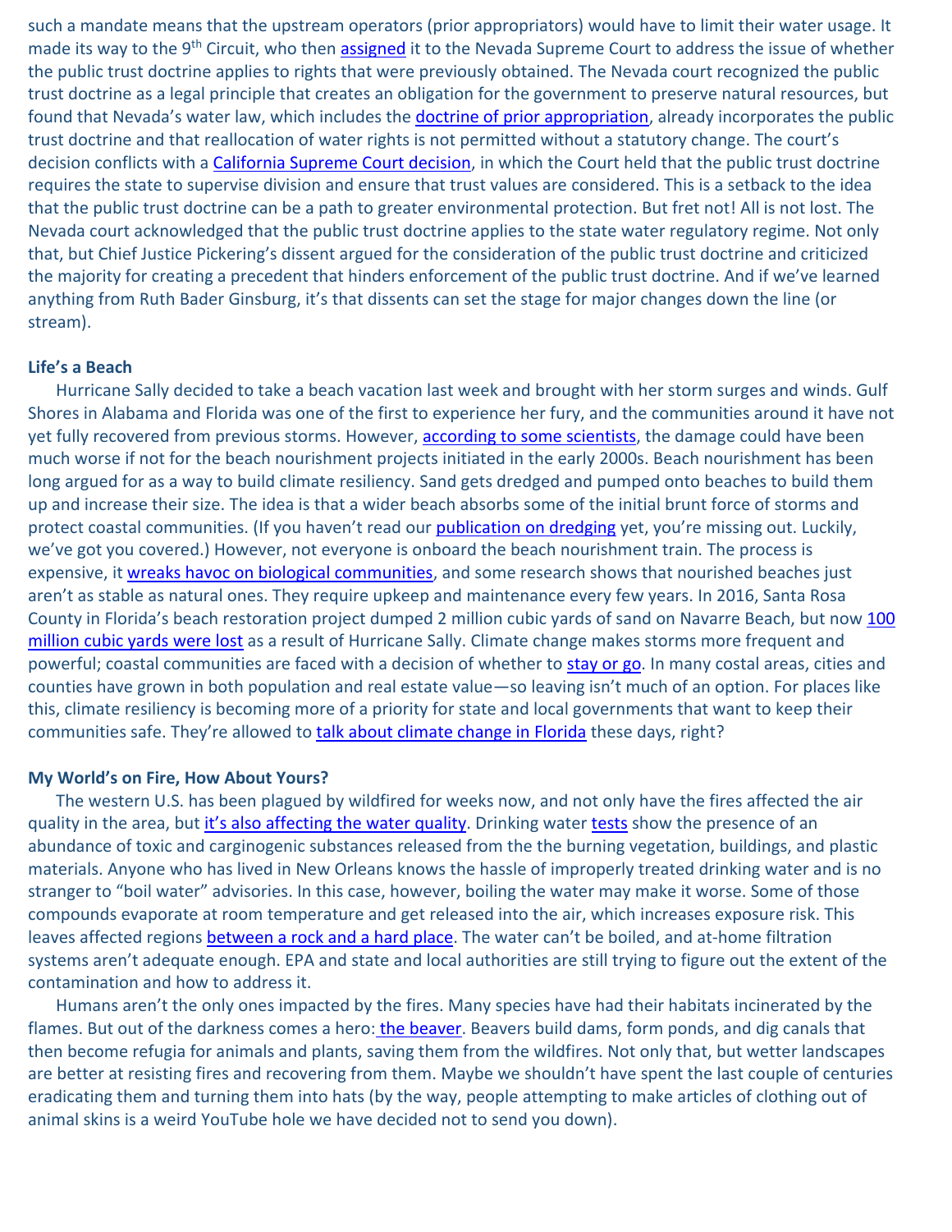such a mandate means that the upstream operators (prior appropriators) would have to limit their water usage. It made its way to the 9th Circuit, who then assigned it to the Nevada Supreme Court to address the issue of whether the public trust doctrine applies to rights that were previously obtained. The Nevada court recognized the public trust doctrine as a legal principle that creates an obligation for the government to preserve natural resources, but found that Nevada's water law, which includes the doctrine of prior appropriation, already incorporates the public trust doctrine and that reallocation of water rights is not permitted without a statutory change. The court's decision conflicts with a California Supreme Court decision, in which the Court held that the public trust doctrine requires the state to supervise division and ensure that trust values are considered. This is a setback to the idea that the public trust doctrine can be a path to greater environmental protection. But fret not! All is not lost. The Nevada court acknowledged that the public trust doctrine applies to the state water regulatory regime. Not only that, but Chief Justice Pickering's dissent argued for the consideration of the public trust doctrine and criticized the majority for creating a precedent that hinders enforcement of the public trust doctrine. And if we've learned anything from Ruth Bader Ginsburg, it's that dissents can set the stage for major changes down the line (or stream).

**Life's a Beach**

Hurricane Sally decided to take a beach vacation last week and brought with her storm surges and winds. Gulf Shores in Alabama and Florida was one of the first to experience her fury, and the communities around it have not yet fully recovered from previous storms. However, according to some scientists, the damage could have been much worse if not for the beach nourishment projects initiated in the early 2000s. Beach nourishment has been long argued for as a way to build climate resiliency. Sand gets dredged and pumped onto beaches to build them up and increase their size. The idea is that a wider beach absorbs some of the initial brunt force of storms and protect coastal communities. (If you haven't read our publication on dredging yet, you're missing out. Luckily, we've got you covered.) However, not everyone is onboard the beach nourishment train. The process is expensive, it wreaks havoc on biological communities, and some research shows that nourished beaches just aren't as stable as natural ones. They require upkeep and maintenance every few years. In 2016, Santa Rosa County in Florida's beach restoration project dumped 2 million cubic yards of sand on Navarre Beach, but now 100 million cubic yards were lost as a result of Hurricane Sally. Climate change makes storms more frequent and powerful; coastal communities are faced with a decision of whether to stay or go. In many costal areas, cities and counties have grown in both population and real estate value—so leaving isn't much of an option. For places like this, climate resiliency is becoming more of a priority for state and local governments that want to keep their communities safe. They're allowed to talk about climate change in Florida these days, right?

**My World's on Fire, How About Yours?**

The western U.S. has been plagued by wildfired for weeks now, and not only have the fires affected the air quality in the area, but it's also affecting the water quality. Drinking water tests show the presence of an abundance of toxic and carginogenic substances released from the the burning vegetation, buildings, and plastic materials. Anyone who has lived in New Orleans knows the hassle of improperly treated drinking water and is no stranger to "boil water" advisories. In this case, however, boiling the water may make it worse. Some of those compounds evaporate at room temperature and get released into the air, which increases exposure risk. This leaves affected regions between a rock and a hard place. The water can't be boiled, and at-home filtration systems aren't adequate enough. EPA and state and local authorities are still trying to figure out the extent of the contamination and how to address it.

Humans aren't the only ones impacted by the fires. Many species have had their habitats incinerated by the flames. But out of the darkness comes a hero: the beaver. Beavers build dams, form ponds, and dig canals that then become refugia for animals and plants, saving them from the wildfires. Not only that, but wetter landscapes are better at resisting fires and recovering from them. Maybe we shouldn't have spent the last couple of centuries eradicating them and turning them into hats (by the way, people attempting to make articles of clothing out of animal skins is a weird YouTube hole we have decided not to send you down).